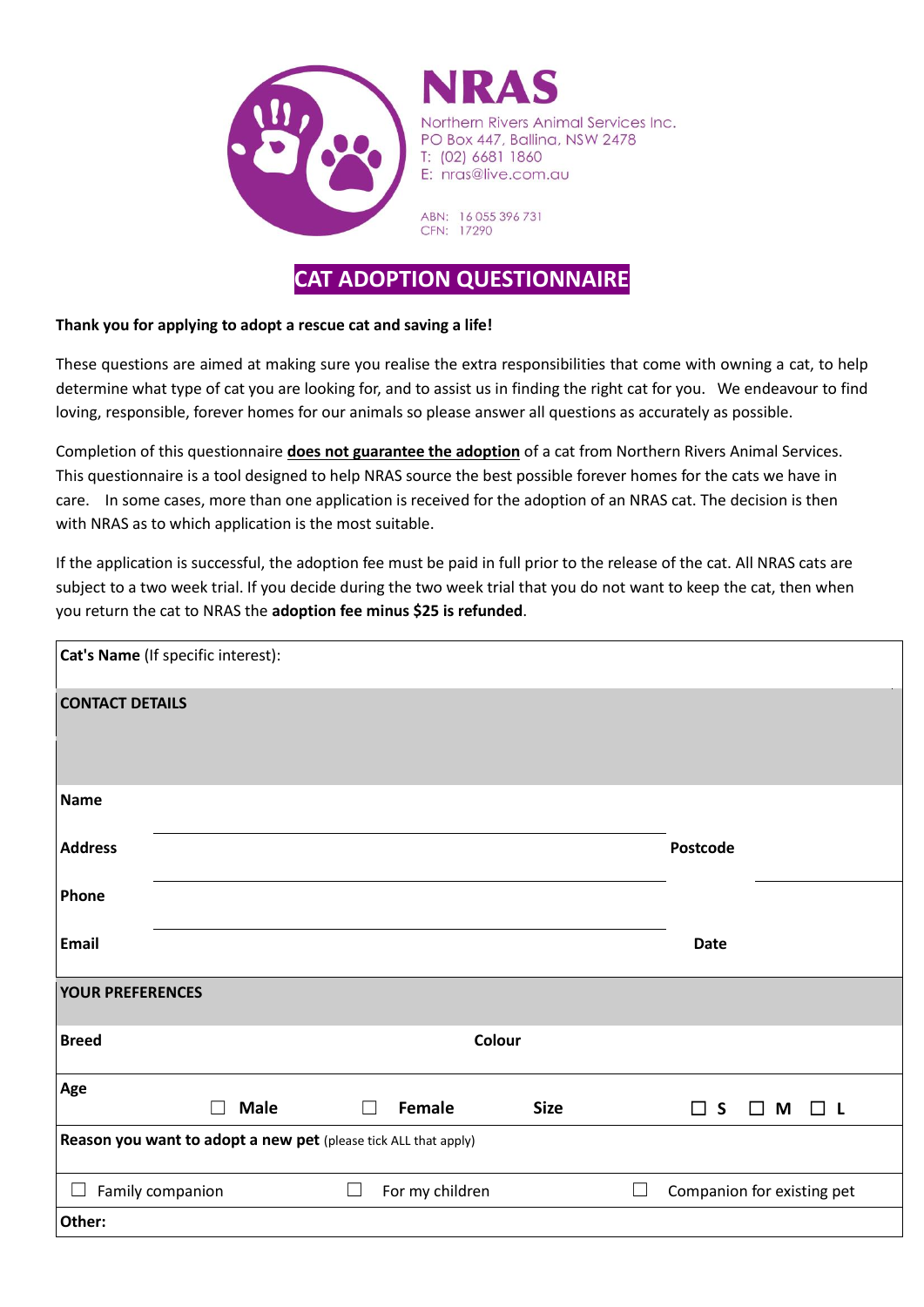**NRAS**

Northern Rivers Animal Services Inc.
PO Box 447, Ballina, NSW 2478
T: (02) 6681 1860
E: nras@live.com.au

ABN: 16 055 396 731
CFN: 17290

# CAT ADOPTION QUESTIONNAIRE

**Thank you for applying to adopt a rescue cat and saving a life!**

These questions are aimed at making sure you realise the extra responsibilities that come with owning a cat, to help determine what type of cat you are looking for, and to assist us in finding the right cat for you. We endeavour to find loving, responsible, forever homes for our animals so please answer all questions as accurately as possible.

Completion of this questionnaire **does not guarantee the adoption** of a cat from Northern Rivers Animal Services. This questionnaire is a tool designed to help NRAS source the best possible forever homes for the cats we have in care. In some cases, more than one application is received for the adoption of an NRAS cat. The decision is then with NRAS as to which application is the most suitable.

If the application is successful, the adoption fee must be paid in full prior to the release of the cat. All NRAS cats are subject to a two week trial. If you decide during the two week trial that you do not want to keep the cat, then when you return the cat to NRAS the **adoption fee minus $25 is refunded**.

| | | | |
|---|---|---|---|
| **Cat's Name** (If specific interest): | | | |
| **CONTACT DETAILS** | | | |
| **Name** | | | |
| **Address** | | **Postcode** | |
| **Phone** | | | |
| **Email** | | **Date** | |
| **YOUR PREFERENCES** | | | |
| **Breed** | | **Colour** | |
| **Age** | ☐ **Male** ☐ **Female** | **Size** | ☐ **S** ☐ **M** ☐ **L** |
| **Reason you want to adopt a new pet** (please tick ALL that apply) | | | |
| ☐ Family companion | ☐ For my children | ☐ Companion for existing pet | |
| **Other:** | | | |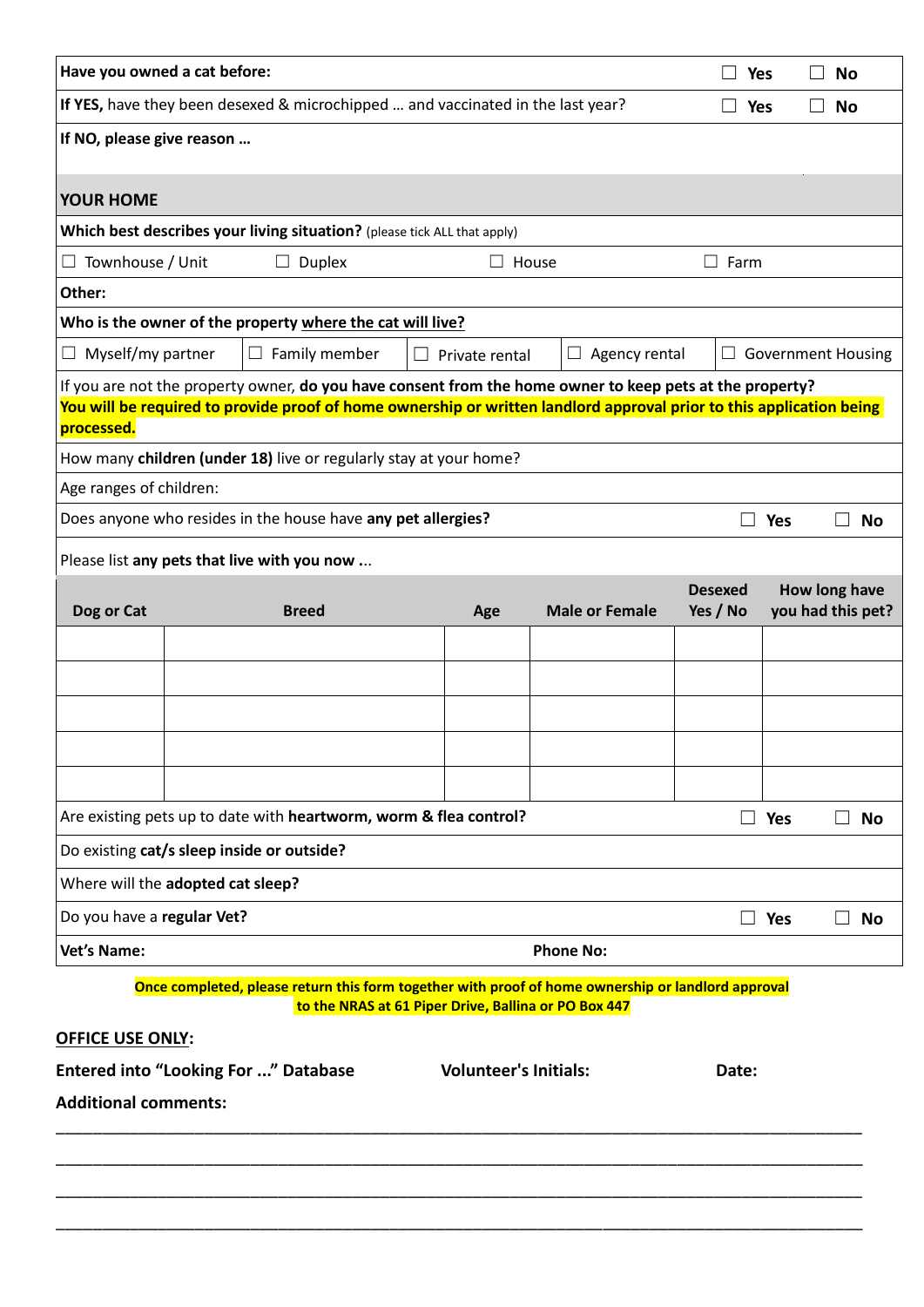| | |
|---|---|
| **Have you owned a cat before:** | ☐ Yes ☐ No |
| **If YES,** have they been desexed & microchipped … and vaccinated in the last year? | ☐ Yes ☐ No |
| **If NO, please give reason …** | |

## YOUR HOME

**Which best describes your living situation?** (please tick ALL that apply)

☐ Townhouse / Unit ☐ Duplex ☐ House ☐ Farm

**Other:**

**Who is the owner of the property where the cat will live?**

☐ Myself/my partner ☐ Family member ☐ Private rental ☐ Agency rental ☐ Government Housing

If you are not the property owner, **do you have consent from the home owner to keep pets at the property?**
**You will be required to provide proof of home ownership or written landlord approval prior to this application being processed.**

How many **children (under 18)** live or regularly stay at your home?

Age ranges of children:

Does anyone who resides in the house have **any pet allergies?** ☐ Yes ☐ No

Please list **any pets that live with you now** …

| Dog or Cat | Breed | Age | Male or Female | Desexed Yes / No | How long have you had this pet? |
|---|---|---|---|---|---|
| | | | | | |
| | | | | | |
| | | | | | |
| | | | | | |
| | | | | | |

Are existing pets up to date with **heartworm, worm & flea control?** ☐ Yes ☐ No

Do existing **cat/s sleep inside or outside?**

Where will the **adopted cat sleep?**

Do you have a **regular Vet?** ☐ Yes ☐ No

**Vet's Name:** **Phone No:**

**Once completed, please return this form together with proof of home ownership or landlord approval to the NRAS at 61 Piper Drive, Ballina or PO Box 447**

**OFFICE USE ONLY:**

**Entered into "Looking For ..." Database** **Volunteer's Initials:** **Date:**

**Additional comments:**

___________________________________________________________________________

___________________________________________________________________________

___________________________________________________________________________

___________________________________________________________________________